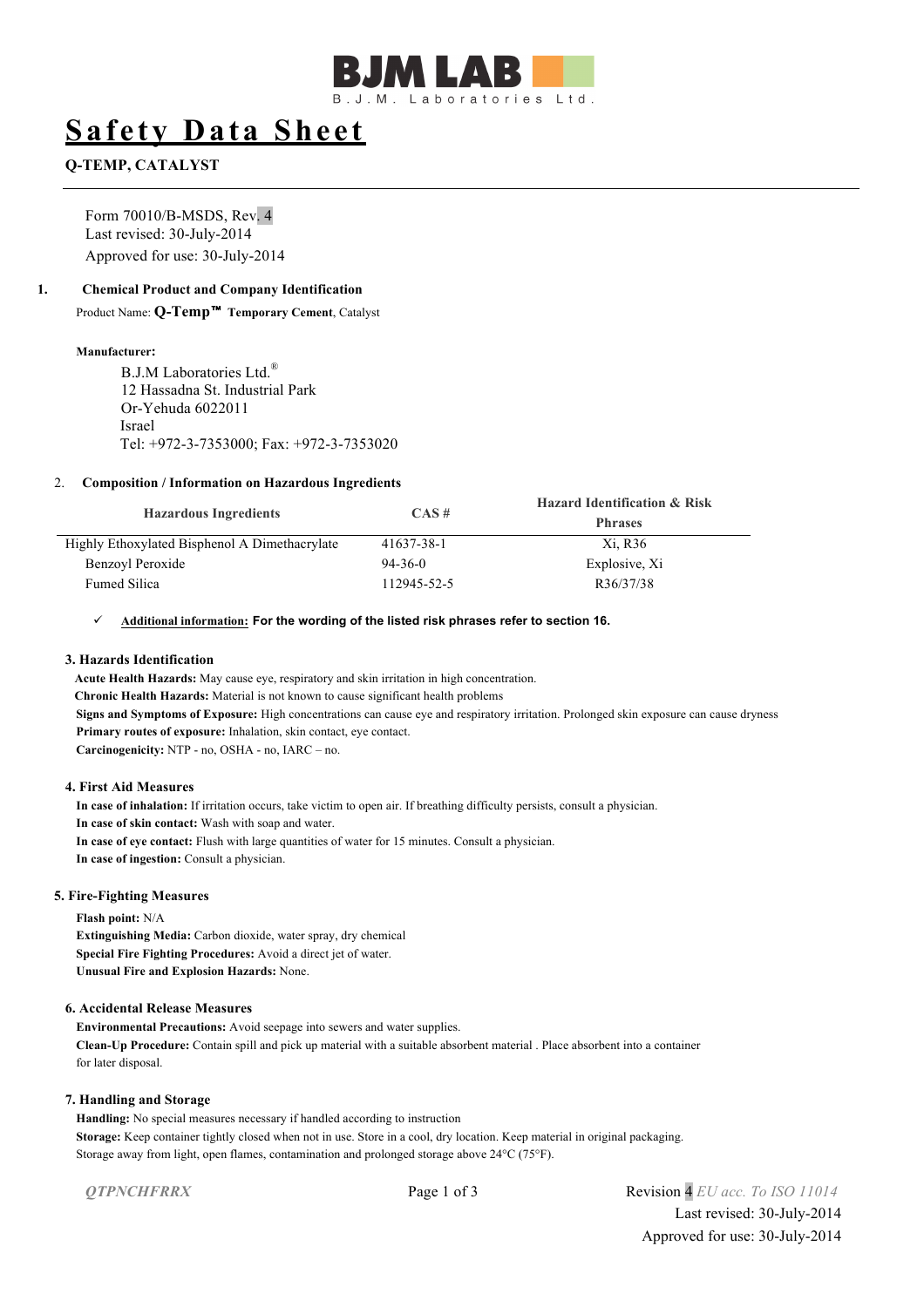BJM LAB

B.J.M. Laboratories Ltd.

# Safety Data Sheet

**Q-TEMP, CATALYST**

Form 70010/B-MSDS, Rev. 4
Last revised: 30-July-2014
Approved for use: 30-July-2014

## 1. Chemical Product and Company Identification

Product Name: **Q-Temp™ Temporary Cement**, Catalyst

**Manufacturer:**

B.J.M Laboratories Ltd.®
12 Hassadna St. Industrial Park
Or-Yehuda 6022011
Israel
Tel: +972-3-7353000; Fax: +972-3-7353020

## 2. Composition / Information on Hazardous Ingredients

| Hazardous Ingredients | CAS # | Hazard Identification & Risk Phrases |
|---|---|---|
| Highly Ethoxylated Bisphenol A Dimethacrylate | 41637-38-1 | Xi, R36 |
| Benzoyl Peroxide | 94-36-0 | Explosive, Xi |
| Fumed Silica | 112945-52-5 | R36/37/38 |

- ✓ Additional information: **For the wording of the listed risk phrases refer to section 16.**

## 3. Hazards Identification

**Acute Health Hazards:** May cause eye, respiratory and skin irritation in high concentration.
**Chronic Health Hazards:** Material is not known to cause significant health problems
**Signs and Symptoms of Exposure:** High concentrations can cause eye and respiratory irritation. Prolonged skin exposure can cause dryness
**Primary routes of exposure:** Inhalation, skin contact, eye contact.
**Carcinogenicity:** NTP - no, OSHA - no, IARC – no.

## 4. First Aid Measures

**In case of inhalation:** If irritation occurs, take victim to open air. If breathing difficulty persists, consult a physician.
**In case of skin contact:** Wash with soap and water.
**In case of eye contact:** Flush with large quantities of water for 15 minutes. Consult a physician.
**In case of ingestion:** Consult a physician.

## 5. Fire-Fighting Measures

**Flash point:** N/A
**Extinguishing Media:** Carbon dioxide, water spray, dry chemical
**Special Fire Fighting Procedures:** Avoid a direct jet of water.
**Unusual Fire and Explosion Hazards:** None.

## 6. Accidental Release Measures

**Environmental Precautions:** Avoid seepage into sewers and water supplies.
**Clean-Up Procedure:** Contain spill and pick up material with a suitable absorbent material . Place absorbent into a container for later disposal.

## 7. Handling and Storage

**Handling:** No special measures necessary if handled according to instruction
**Storage:** Keep container tightly closed when not in use. Store in a cool, dry location. Keep material in original packaging. Storage away from light, open flames, contamination and prolonged storage above 24°C (75°F).

*QTPNCHFRRX*

Revision 4 *EU acc. To ISO 11014*
Last revised: 30-July-2014
Approved for use: 30-July-2014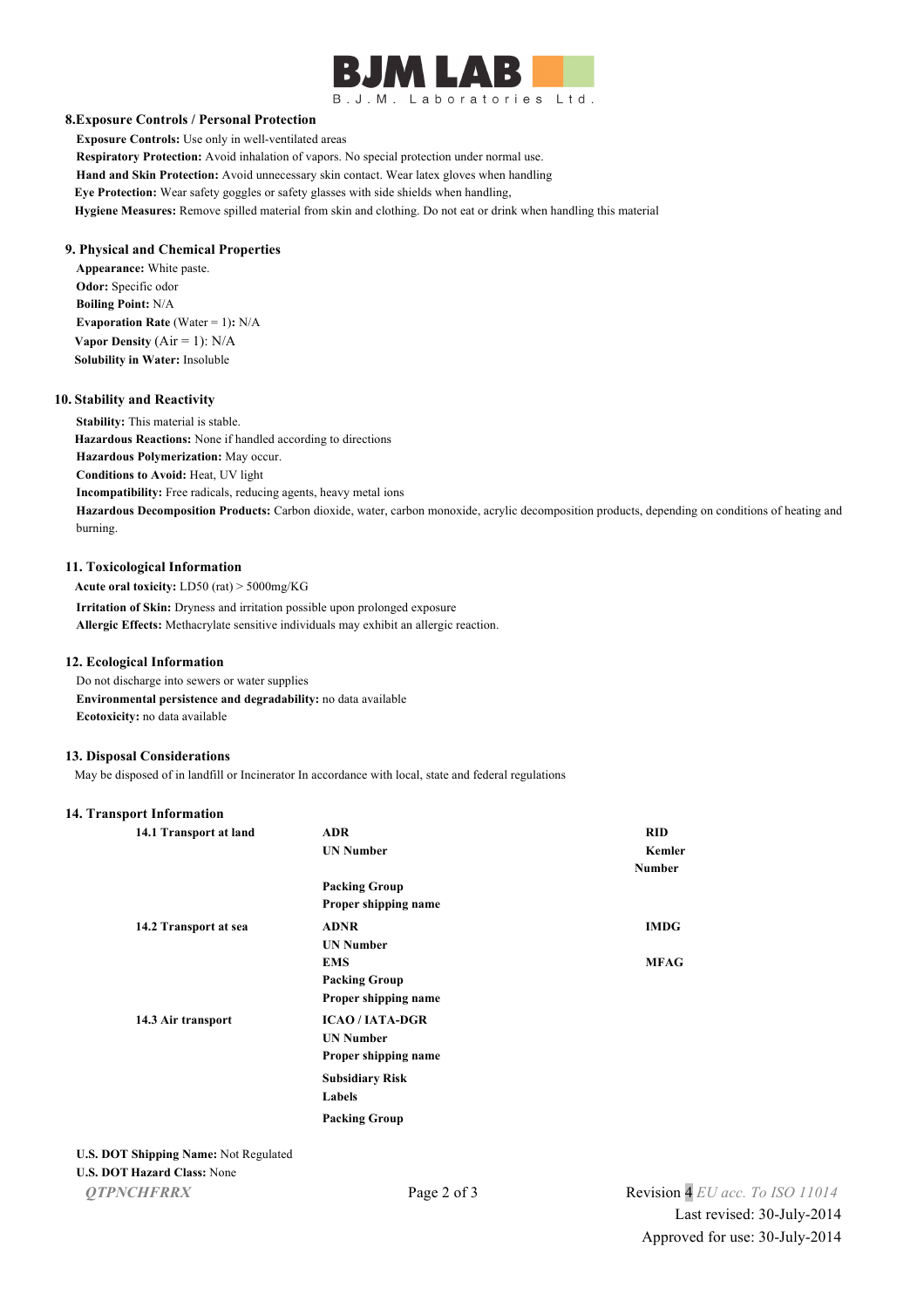## 8. Exposure Controls / Personal Protection

**Exposure Controls:** Use only in well-ventilated areas

**Respiratory Protection:** Avoid inhalation of vapors. No special protection under normal use.

**Hand and Skin Protection:** Avoid unnecessary skin contact. Wear latex gloves when handling

**Eye Protection:** Wear safety goggles or safety glasses with side shields when handling,

**Hygiene Measures:** Remove spilled material from skin and clothing. Do not eat or drink when handling this material

## 9. Physical and Chemical Properties

**Appearance:** White paste.

**Odor:** Specific odor

**Boiling Point:** N/A

**Evaporation Rate** (Water = 1)**:** N/A

**Vapor Density** (Air = 1): N/A

**Solubility in Water:** Insoluble

## 10. Stability and Reactivity

**Stability:** This material is stable.

**Hazardous Reactions:** None if handled according to directions

**Hazardous Polymerization:** May occur.

**Conditions to Avoid:** Heat, UV light

**Incompatibility:** Free radicals, reducing agents, heavy metal ions

**Hazardous Decomposition Products:** Carbon dioxide, water, carbon monoxide, acrylic decomposition products, depending on conditions of heating and burning.

## 11. Toxicological Information

**Acute oral toxicity:** LD50 (rat) > 5000mg/KG

**Irritation of Skin:** Dryness and irritation possible upon prolonged exposure

**Allergic Effects:** Methacrylate sensitive individuals may exhibit an allergic reaction.

## 12. Ecological Information

Do not discharge into sewers or water supplies

**Environmental persistence and degradability:** no data available

**Ecotoxicity:** no data available

## 13. Disposal Considerations

May be disposed of in landfill or Incinerator In accordance with local, state and federal regulations

## 14. Transport Information

| | | |
|---|---|---|
| **14.1 Transport at land** | **ADR** | **RID** |
| | **UN Number** | **Kemler Number** |
| | **Packing Group** | |
| | **Proper shipping name** | |
| **14.2 Transport at sea** | **ADNR** | **IMDG** |
| | **UN Number** | |
| | **EMS** | **MFAG** |
| | **Packing Group** | |
| | **Proper shipping name** | |
| **14.3 Air transport** | **ICAO / IATA-DGR** | |
| | **UN Number** | |
| | **Proper shipping name** | |
| | **Subsidiary Risk** | |
| | **Labels** | |
| | **Packing Group** | |

**U.S. DOT Shipping Name:** Not Regulated

**U.S. DOT Hazard Class:** None

*QTPNCHFRRX*

Revision 4 *EU acc. To ISO 11014*

Last revised: 30-July-2014

Approved for use: 30-July-2014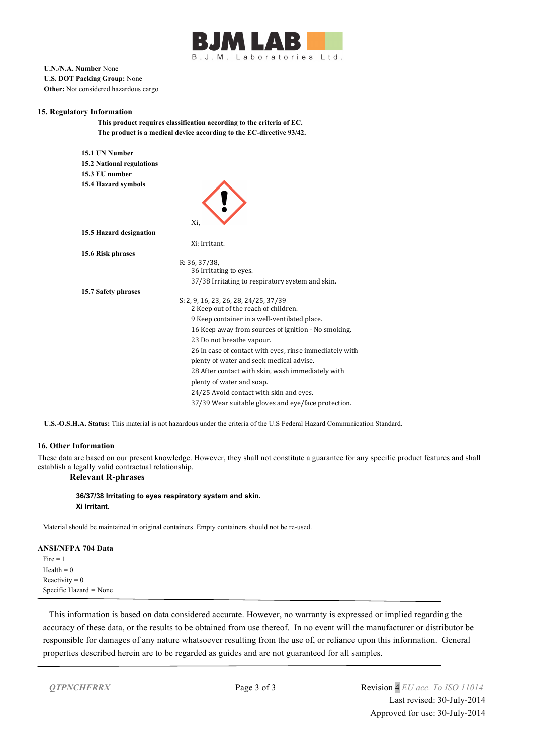**U.N./N.A. Number** None
**U.S. DOT Packing Group:** None
**Other:** Not considered hazardous cargo

## 15. Regulatory Information

**This product requires classification according to the criteria of EC.**
**The product is a medical device according to the EC-directive 93/42.**

**15.1 UN Number**
**15.2 National regulations**
**15.3 EU number**
**15.4 Hazard symbols**

Xi,

**15.5 Hazard designation**

Xi: Irritant.

**15.6 Risk phrases**

R: 36, 37/38,
36 Irritating to eyes.
37/38 Irritating to respiratory system and skin.

**15.7 Safety phrases**

S: 2, 9, 16, 23, 26, 28, 24/25, 37/39
2 Keep out of the reach of children.
9 Keep container in a well-ventilated place.
16 Keep away from sources of ignition - No smoking.
23 Do not breathe vapour.
26 In case of contact with eyes, rinse immediately with plenty of water and seek medical advise.
28 After contact with skin, wash immediately with plenty of water and soap.
24/25 Avoid contact with skin and eyes.
37/39 Wear suitable gloves and eye/face protection.

**U.S.-O.S.H.A. Status:** This material is not hazardous under the criteria of the U.S Federal Hazard Communication Standard.

## 16. Other Information

These data are based on our present knowledge. However, they shall not constitute a guarantee for any specific product features and shall establish a legally valid contractual relationship.

### Relevant R-phrases

**36/37/38 Irritating to eyes respiratory system and skin.**
**Xi Irritant.**

Material should be maintained in original containers. Empty containers should not be re-used.

**ANSI/NFPA 704 Data**

Fire = 1
Health = 0
Reactivity = 0
Specific Hazard = None

---

This information is based on data considered accurate. However, no warranty is expressed or implied regarding the accuracy of these data, or the results to be obtained from use thereof. In no event will the manufacturer or distributor be responsible for damages of any nature whatsoever resulting from the use of, or reliance upon this information. General properties described herein are to be regarded as guides and are not guaranteed for all samples.

---

*QTPNCHFRRX*

Revision 4 *EU acc. To ISO 11014*
Last revised: 30-July-2014
Approved for use: 30-July-2014